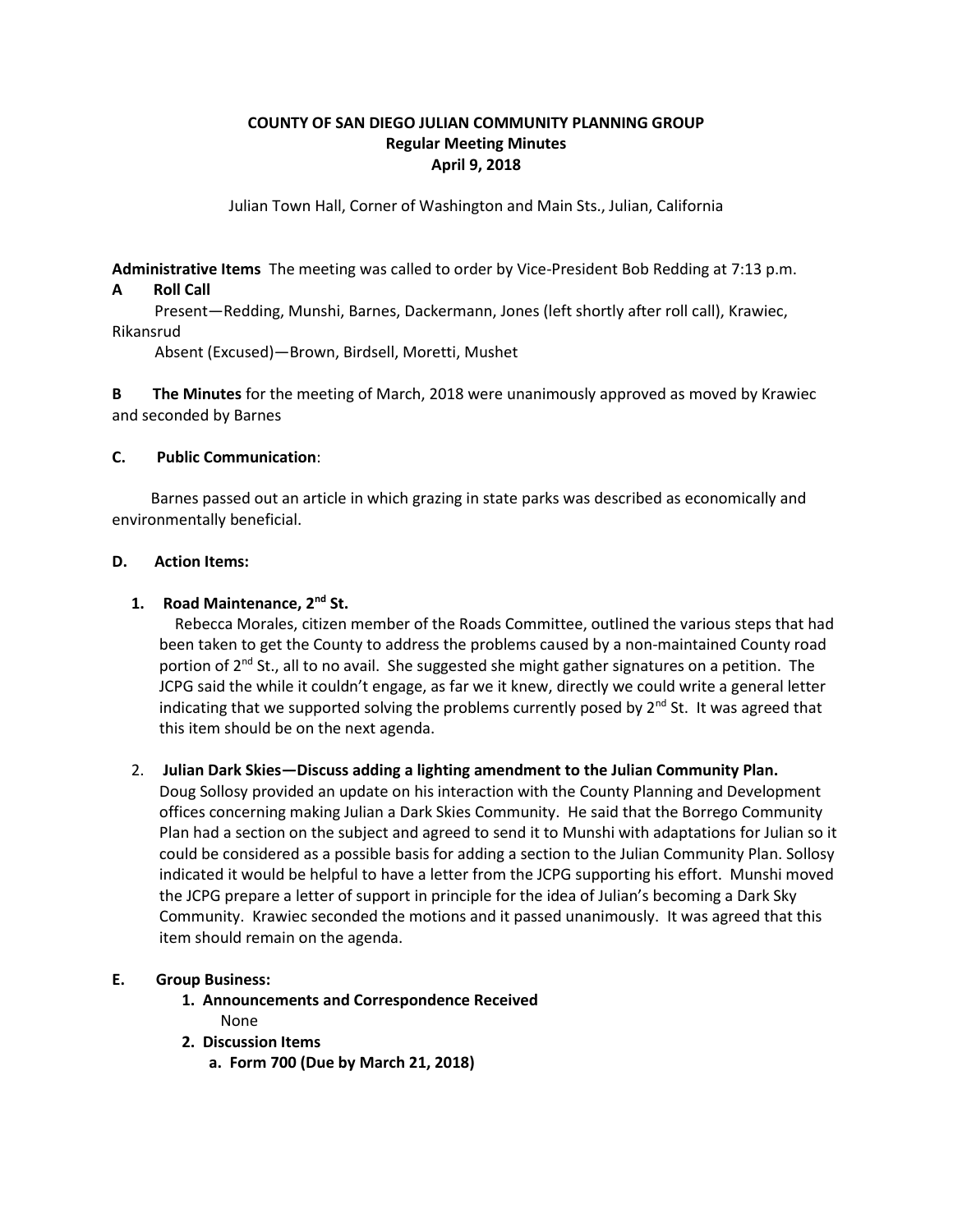# COUNTY OF SAN DIEGO JULIAN COMMUNITY PLANNING GROUP
## Regular Meeting Minutes
## April 9, 2018

Julian Town Hall, Corner of Washington and Main Sts., Julian, California

**Administrative Items** The meeting was called to order by Vice-President Bob Redding at 7:13 p.m.

**A Roll Call**

Present—Redding, Munshi, Barnes, Dackermann, Jones (left shortly after roll call), Krawiec, Rikansrud

Absent (Excused)—Brown, Birdsell, Moretti, Mushet

**B The Minutes** for the meeting of March, 2018 were unanimously approved as moved by Krawiec and seconded by Barnes

**C. Public Communication**:

Barnes passed out an article in which grazing in state parks was described as economically and environmentally beneficial.

**D. Action Items:**

1. **Road Maintenance, 2nd St.**

   Rebecca Morales, citizen member of the Roads Committee, outlined the various steps that had been taken to get the County to address the problems caused by a non-maintained County road portion of 2nd St., all to no avail. She suggested she might gather signatures on a petition. The JCPG said the while it couldn't engage, as far we it knew, directly we could write a general letter indicating that we supported solving the problems currently posed by 2nd St. It was agreed that this item should be on the next agenda.

2. **Julian Dark Skies—Discuss adding a lighting amendment to the Julian Community Plan.**

   Doug Sollosy provided an update on his interaction with the County Planning and Development offices concerning making Julian a Dark Skies Community. He said that the Borrego Community Plan had a section on the subject and agreed to send it to Munshi with adaptations for Julian so it could be considered as a possible basis for adding a section to the Julian Community Plan. Sollosy indicated it would be helpful to have a letter from the JCPG supporting his effort. Munshi moved the JCPG prepare a letter of support in principle for the idea of Julian's becoming a Dark Sky Community. Krawiec seconded the motions and it passed unanimously. It was agreed that this item should remain on the agenda.

**E. Group Business:**

1. **Announcements and Correspondence Received**

   None

2. **Discussion Items**

   a. **Form 700 (Due by March 21, 2018)**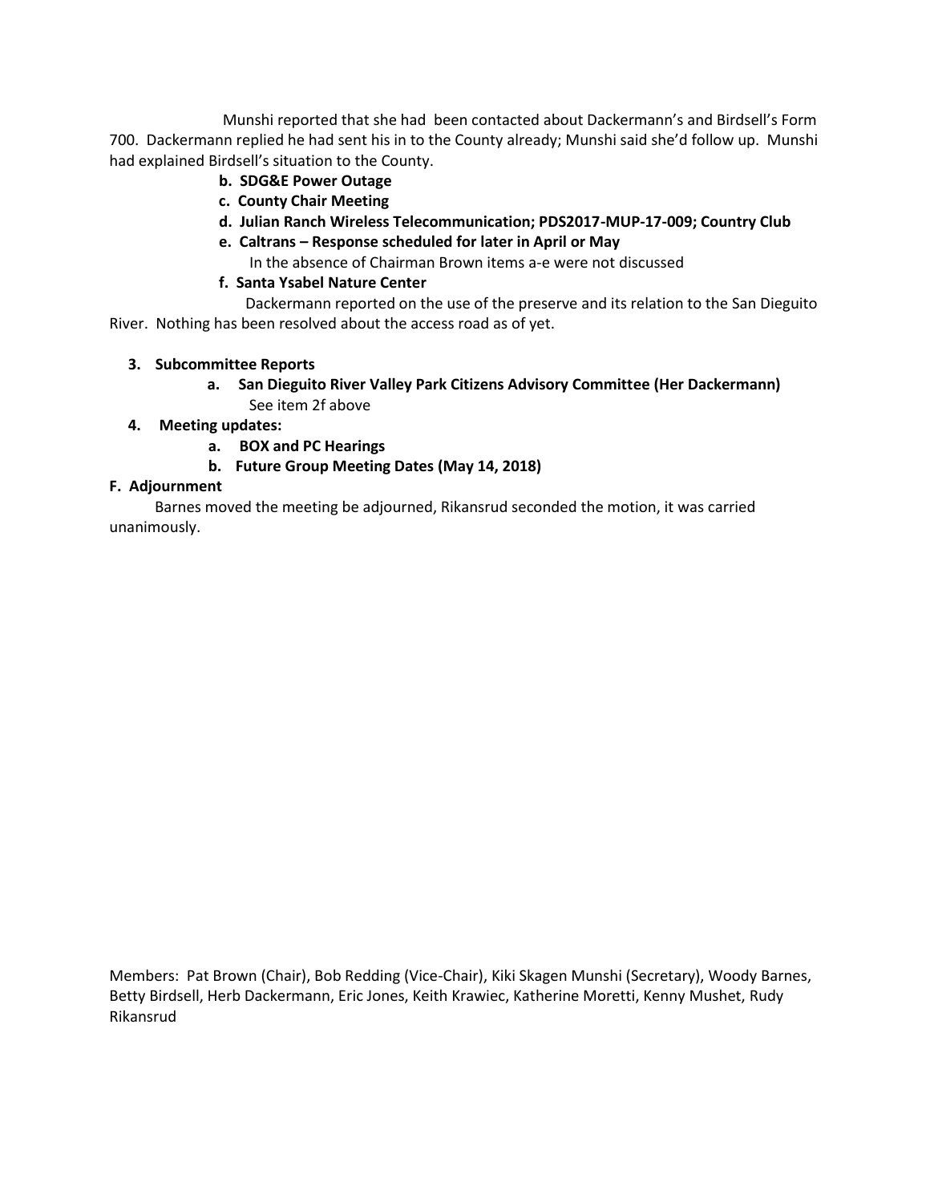Munshi reported that she had been contacted about Dackermann's and Birdsell's Form 700. Dackermann replied he had sent his in to the County already; Munshi said she'd follow up. Munshi had explained Birdsell's situation to the County.

**b. SDG&E Power Outage**

**c. County Chair Meeting**

**d. Julian Ranch Wireless Telecommunication; PDS2017-MUP-17-009; Country Club**

**e. Caltrans – Response scheduled for later in April or May**

In the absence of Chairman Brown items a-e were not discussed

**f. Santa Ysabel Nature Center**

Dackermann reported on the use of the preserve and its relation to the San Dieguito River. Nothing has been resolved about the access road as of yet.

**3. Subcommittee Reports**

**a. San Dieguito River Valley Park Citizens Advisory Committee (Her Dackermann)**

See item 2f above

**4. Meeting updates:**

**a. BOX and PC Hearings**

**b. Future Group Meeting Dates (May 14, 2018)**

**F. Adjournment**

Barnes moved the meeting be adjourned, Rikansrud seconded the motion, it was carried unanimously.

Members: Pat Brown (Chair), Bob Redding (Vice-Chair), Kiki Skagen Munshi (Secretary), Woody Barnes, Betty Birdsell, Herb Dackermann, Eric Jones, Keith Krawiec, Katherine Moretti, Kenny Mushet, Rudy Rikansrud